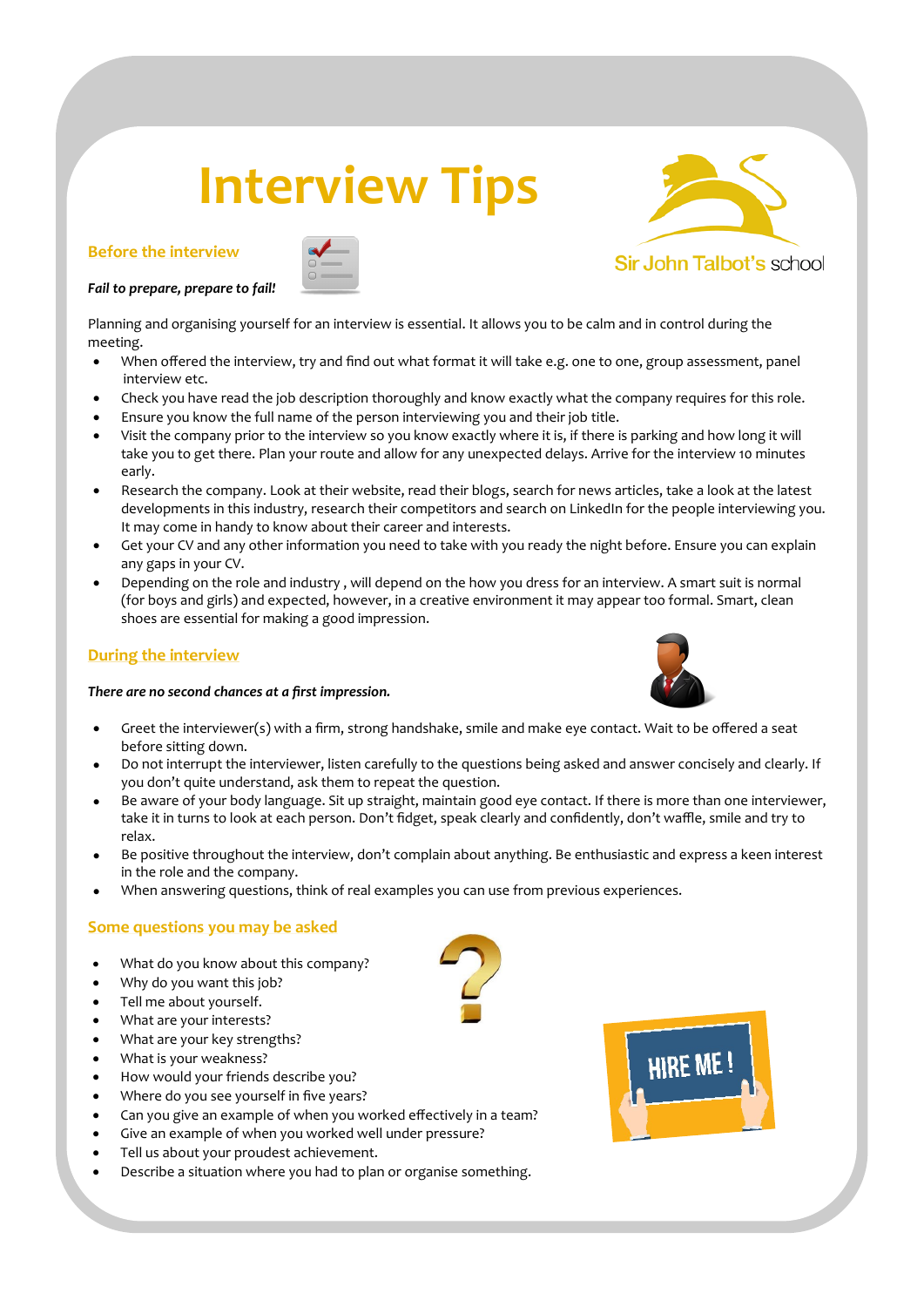# Interview Tips

Sir John Talbot's school

## Before the interview

***Fail to prepare, prepare to fail!***

Planning and organising yourself for an interview is essential. It allows you to be calm and in control during the meeting.

- When offered the interview, try and find out what format it will take e.g. one to one, group assessment, panel interview etc.
- Check you have read the job description thoroughly and know exactly what the company requires for this role.
- Ensure you know the full name of the person interviewing you and their job title.
- Visit the company prior to the interview so you know exactly where it is, if there is parking and how long it will take you to get there. Plan your route and allow for any unexpected delays. Arrive for the interview 10 minutes early.
- Research the company. Look at their website, read their blogs, search for news articles, take a look at the latest developments in this industry, research their competitors and search on LinkedIn for the people interviewing you. It may come in handy to know about their career and interests.
- Get your CV and any other information you need to take with you ready the night before. Ensure you can explain any gaps in your CV.
- Depending on the role and industry , will depend on the how you dress for an interview. A smart suit is normal (for boys and girls) and expected, however, in a creative environment it may appear too formal. Smart, clean shoes are essential for making a good impression.

## During the interview

***There are no second chances at a first impression.***

- Greet the interviewer(s) with a firm, strong handshake, smile and make eye contact. Wait to be offered a seat before sitting down.
- Do not interrupt the interviewer, listen carefully to the questions being asked and answer concisely and clearly. If you don't quite understand, ask them to repeat the question.
- Be aware of your body language. Sit up straight, maintain good eye contact. If there is more than one interviewer, take it in turns to look at each person. Don't fidget, speak clearly and confidently, don't waffle, smile and try to relax.
- Be positive throughout the interview, don't complain about anything. Be enthusiastic and express a keen interest in the role and the company.
- When answering questions, think of real examples you can use from previous experiences.

## Some questions you may be asked

- What do you know about this company?
- Why do you want this job?
- Tell me about yourself.
- What are your interests?
- What are your key strengths?
- What is your weakness?
- How would your friends describe you?
- Where do you see yourself in five years?
- Can you give an example of when you worked effectively in a team?
- Give an example of when you worked well under pressure?
- Tell us about your proudest achievement.
- Describe a situation where you had to plan or organise something.

HIRE ME !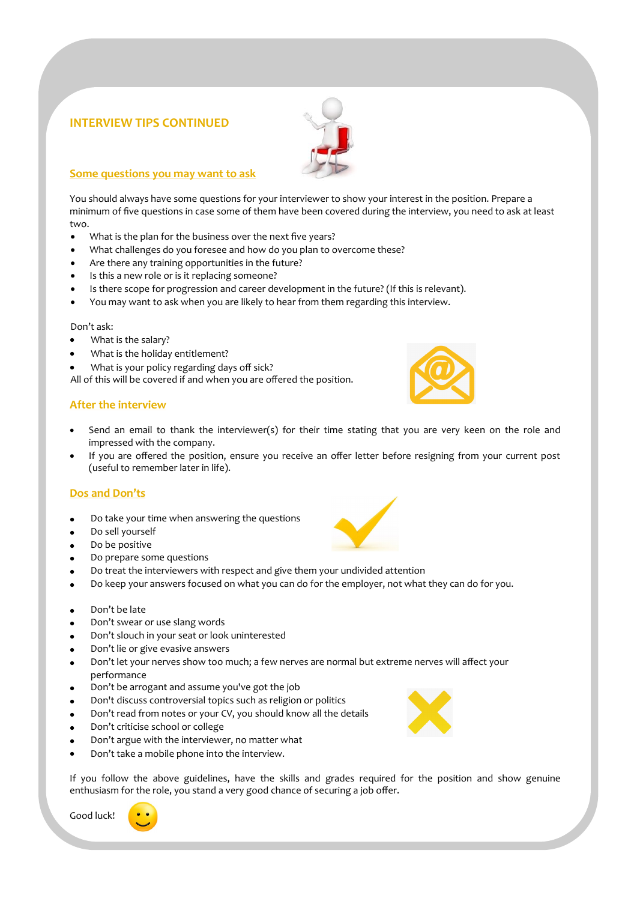## INTERVIEW TIPS CONTINUED

### Some questions you may want to ask

You should always have some questions for your interviewer to show your interest in the position. Prepare a minimum of five questions in case some of them have been covered during the interview, you need to ask at least two.

- What is the plan for the business over the next five years?
- What challenges do you foresee and how do you plan to overcome these?
- Are there any training opportunities in the future?
- Is this a new role or is it replacing someone?
- Is there scope for progression and career development in the future? (If this is relevant).
- You may want to ask when you are likely to hear from them regarding this interview.

Don't ask:

- What is the salary?
- What is the holiday entitlement?
- What is your policy regarding days off sick?

All of this will be covered if and when you are offered the position.

### After the interview

- Send an email to thank the interviewer(s) for their time stating that you are very keen on the role and impressed with the company.
- If you are offered the position, ensure you receive an offer letter before resigning from your current post (useful to remember later in life).

### Dos and Don'ts

- Do take your time when answering the questions
- Do sell yourself
- Do be positive
- Do prepare some questions
- Do treat the interviewers with respect and give them your undivided attention
- Do keep your answers focused on what you can do for the employer, not what they can do for you.

- Don't be late
- Don't swear or use slang words
- Don't slouch in your seat or look uninterested
- Don't lie or give evasive answers
- Don't let your nerves show too much; a few nerves are normal but extreme nerves will affect your performance
- Don't be arrogant and assume you've got the job
- Don't discuss controversial topics such as religion or politics
- Don't read from notes or your CV, you should know all the details
- Don't criticise school or college
- Don't argue with the interviewer, no matter what
- Don't take a mobile phone into the interview.

If you follow the above guidelines, have the skills and grades required for the position and show genuine enthusiasm for the role, you stand a very good chance of securing a job offer.

Good luck!